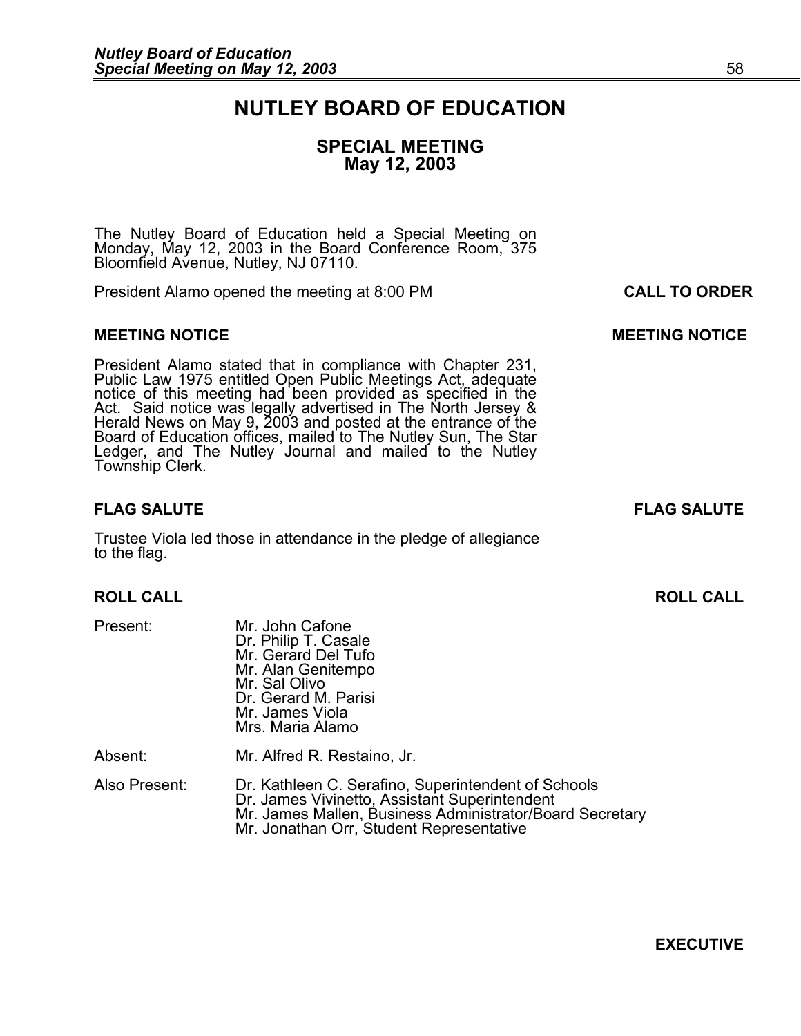# NUTLEY BOARD OF EDUCATION

## SPECIAL MEETING
## May 12, 2003

The Nutley Board of Education held a Special Meeting on Monday, May 12, 2003 in the Board Conference Room, 375 Bloomfield Avenue, Nutley, NJ 07110.

President Alamo opened the meeting at 8:00 PM **CALL TO ORDER**

**MEETING NOTICE** **MEETING NOTICE**

President Alamo stated that in compliance with Chapter 231, Public Law 1975 entitled Open Public Meetings Act, adequate notice of this meeting had been provided as specified in the Act. Said notice was legally advertised in The North Jersey & Herald News on May 9, 2003 and posted at the entrance of the Board of Education offices, mailed to The Nutley Sun, The Star Ledger, and The Nutley Journal and mailed to the Nutley Township Clerk.

**FLAG SALUTE** **FLAG SALUTE**

Trustee Viola led those in attendance in the pledge of allegiance to the flag.

**ROLL CALL** **ROLL CALL**

Present: Mr. John Cafone
Dr. Philip T. Casale
Mr. Gerard Del Tufo
Mr. Alan Genitempo
Mr. Sal Olivo
Dr. Gerard M. Parisi
Mr. James Viola
Mrs. Maria Alamo

Absent: Mr. Alfred R. Restaino, Jr.

Also Present: Dr. Kathleen C. Serafino, Superintendent of Schools
Dr. James Vivinetto, Assistant Superintendent
Mr. James Mallen, Business Administrator/Board Secretary
Mr. Jonathan Orr, Student Representative

**EXECUTIVE**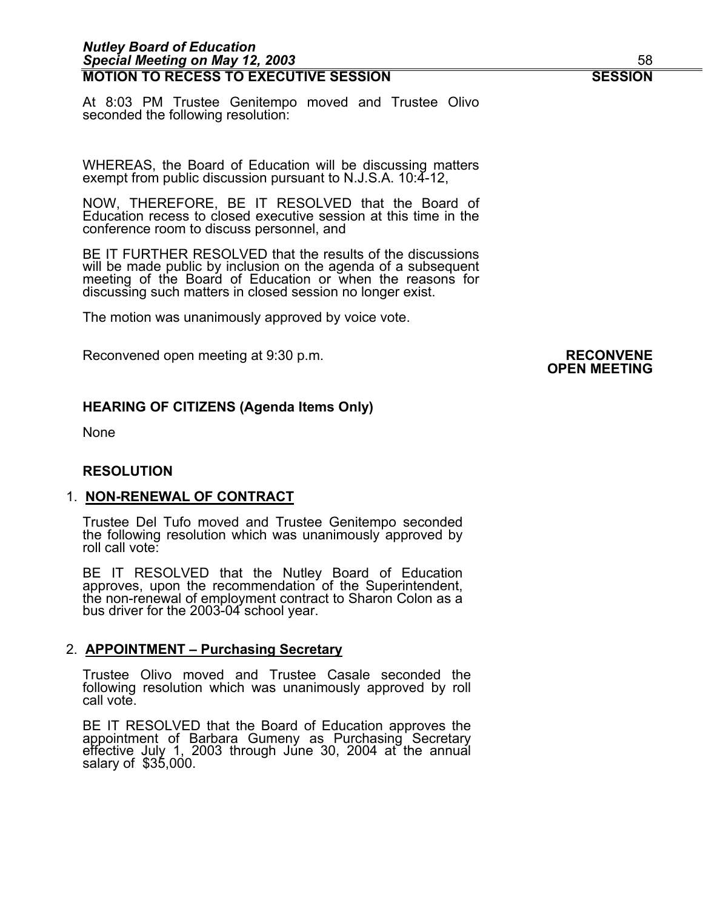**MOTION TO RECESS TO EXECUTIVE SESSION** **SESSION**

At 8:03 PM Trustee Genitempo moved and Trustee Olivo seconded the following resolution:

WHEREAS, the Board of Education will be discussing matters exempt from public discussion pursuant to N.J.S.A. 10:4-12,

NOW, THEREFORE, BE IT RESOLVED that the Board of Education recess to closed executive session at this time in the conference room to discuss personnel, and

BE IT FURTHER RESOLVED that the results of the discussions will be made public by inclusion on the agenda of a subsequent meeting of the Board of Education or when the reasons for discussing such matters in closed session no longer exist.

The motion was unanimously approved by voice vote.

Reconvened open meeting at 9:30 p.m. **RECONVENE OPEN MEETING**

**HEARING OF CITIZENS (Agenda Items Only)**

None

**RESOLUTION**

1. **NON-RENEWAL OF CONTRACT**

Trustee Del Tufo moved and Trustee Genitempo seconded the following resolution which was unanimously approved by roll call vote:

BE IT RESOLVED that the Nutley Board of Education approves, upon the recommendation of the Superintendent, the non-renewal of employment contract to Sharon Colon as a bus driver for the 2003-04 school year.

2. **APPOINTMENT – Purchasing Secretary**

Trustee Olivo moved and Trustee Casale seconded the following resolution which was unanimously approved by roll call vote.

BE IT RESOLVED that the Board of Education approves the appointment of Barbara Gumeny as Purchasing Secretary effective July 1, 2003 through June 30, 2004 at the annual salary of $35,000.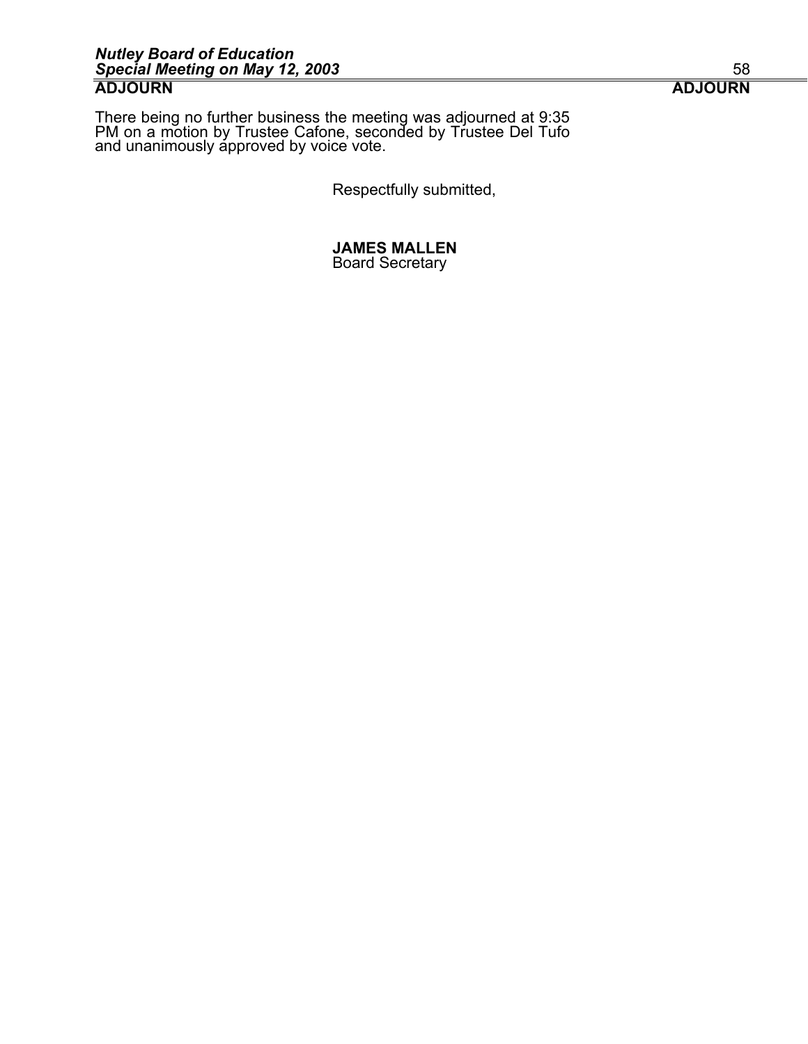## ADJOURN

There being no further business the meeting was adjourned at 9:35 PM on a motion by Trustee Cafone, seconded by Trustee Del Tufo and unanimously approved by voice vote.

Respectfully submitted,

**JAMES MALLEN**
Board Secretary